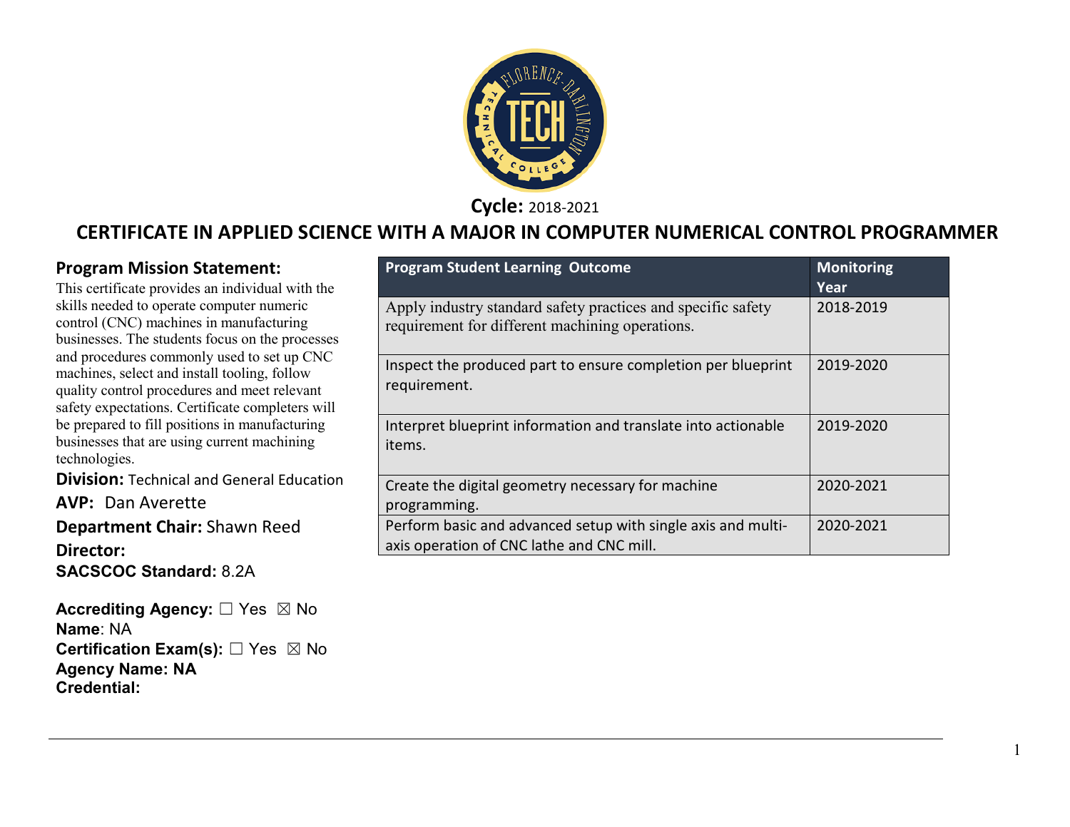**Cycle:** 2018-2021

# CERTIFICATE IN APPLIED SCIENCE WITH A MAJOR IN COMPUTER NUMERICAL CONTROL PROGRAMMER

## Program Mission Statement:

This certificate provides an individual with the skills needed to operate computer numeric control (CNC) machines in manufacturing businesses. The students focus on the processes and procedures commonly used to set up CNC machines, select and install tooling, follow quality control procedures and meet relevant safety expectations. Certificate completers will be prepared to fill positions in manufacturing businesses that are using current machining technologies.

**Division:** Technical and General Education

**AVP:** Dan Averette

**Department Chair:** Shawn Reed

**Director:**

**SACSCOC Standard:** 8.2A

**Accrediting Agency:** ☐ Yes ☒ No
**Name**: NA
**Certification Exam(s):** ☐ Yes ☒ No
**Agency Name: NA**
**Credential:**

| Program Student Learning Outcome | Monitoring Year |
|---|---|
| Apply industry standard safety practices and specific safety requirement for different machining operations. | 2018-2019 |
| Inspect the produced part to ensure completion per blueprint requirement. | 2019-2020 |
| Interpret blueprint information and translate into actionable items. | 2019-2020 |
| Create the digital geometry necessary for machine programming. | 2020-2021 |
| Perform basic and advanced setup with single axis and multi-axis operation of CNC lathe and CNC mill. | 2020-2021 |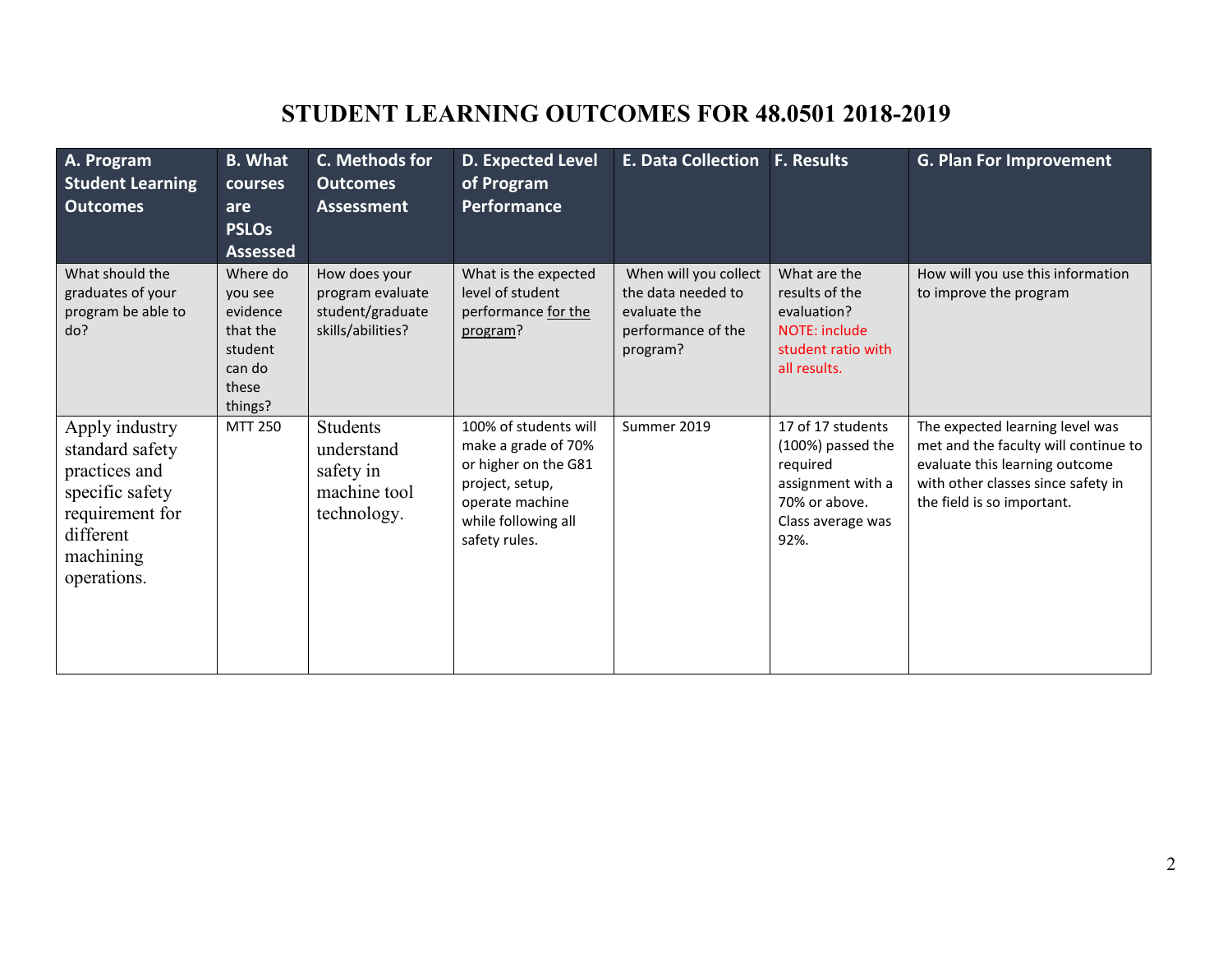# STUDENT LEARNING OUTCOMES FOR 48.0501 2018-2019

| A. Program Student Learning Outcomes | B. What courses are PSLOs Assessed | C. Methods for Outcomes Assessment | D. Expected Level of Program Performance | E. Data Collection | F. Results | G. Plan For Improvement |
|---|---|---|---|---|---|---|
| What should the graduates of your program be able to do? | Where do you see evidence that the student can do these things? | How does your program evaluate student/graduate skills/abilities? | What is the expected level of student performance for the program? | When will you collect the data needed to evaluate the performance of the program? | What are the results of the evaluation? NOTE: include student ratio with all results. | How will you use this information to improve the program |
| Apply industry standard safety practices and specific safety requirement for different machining operations. | MTT 250 | Students understand safety in machine tool technology. | 100% of students will make a grade of 70% or higher on the G81 project, setup, operate machine while following all safety rules. | Summer 2019 | 17 of 17 students (100%) passed the required assignment with a 70% or above. Class average was 92%. | The expected learning level was met and the faculty will continue to evaluate this learning outcome with other classes since safety in the field is so important. |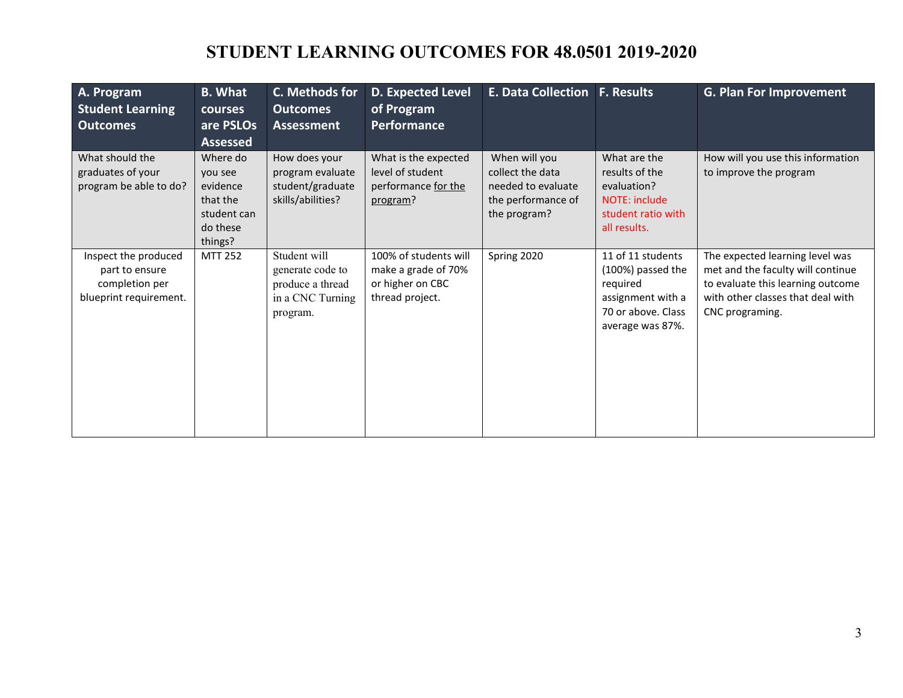# STUDENT LEARNING OUTCOMES FOR 48.0501 2019-2020

| A. Program Student Learning Outcomes | B. What courses are PSLOs Assessed | C. Methods for Outcomes Assessment | D. Expected Level of Program Performance | E. Data Collection | F. Results | G. Plan For Improvement |
|---|---|---|---|---|---|---|
| What should the graduates of your program be able to do? | Where do you see evidence that the student can do these things? | How does your program evaluate student/graduate skills/abilities? | What is the expected level of student performance for the program? | When will you collect the data needed to evaluate the performance of the program? | What are the results of the evaluation? NOTE: include student ratio with all results. | How will you use this information to improve the program |
| Inspect the produced part to ensure completion per blueprint requirement. | MTT 252 | Student will generate code to produce a thread in a CNC Turning program. | 100% of students will make a grade of 70% or higher on CBC thread project. | Spring 2020 | 11 of 11 students (100%) passed the required assignment with a 70 or above. Class average was 87%. | The expected learning level was met and the faculty will continue to evaluate this learning outcome with other classes that deal with CNC programing. |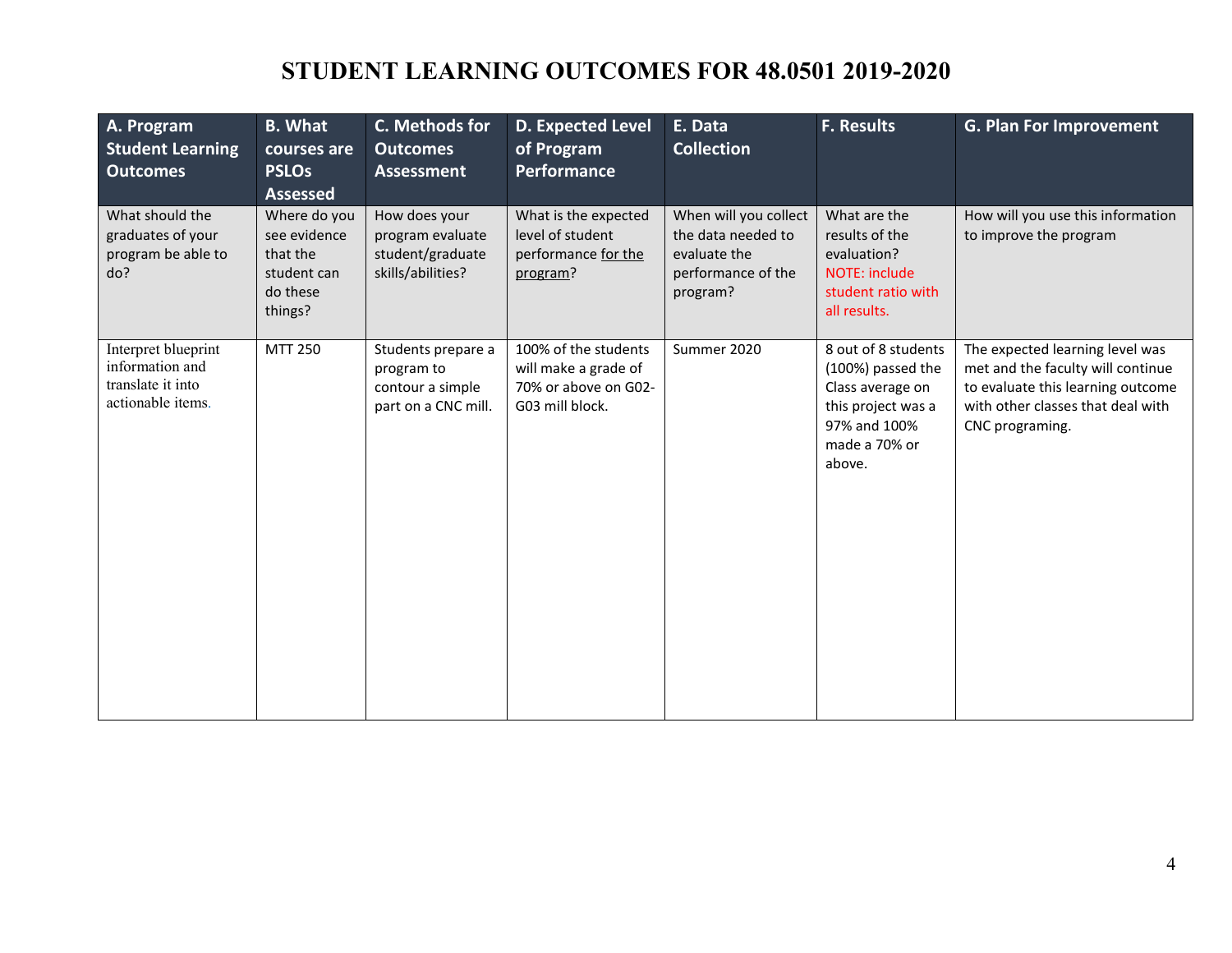# STUDENT LEARNING OUTCOMES FOR 48.0501 2019-2020

| A. Program Student Learning Outcomes | B. What courses are PSLOs Assessed | C. Methods for Outcomes Assessment | D. Expected Level of Program Performance | E. Data Collection | F. Results | G. Plan For Improvement |
|---|---|---|---|---|---|---|
| What should the graduates of your program be able to do? | Where do you see evidence that the student can do these things? | How does your program evaluate student/graduate skills/abilities? | What is the expected level of student performance for the program? | When will you collect the data needed to evaluate the performance of the program? | What are the results of the evaluation? NOTE: include student ratio with all results. | How will you use this information to improve the program |
| Interpret blueprint information and translate it into actionable items. | MTT 250 | Students prepare a program to contour a simple part on a CNC mill. | 100% of the students will make a grade of 70% or above on G02-G03 mill block. | Summer 2020 | 8 out of 8 students (100%) passed the Class average on this project was a 97% and 100% made a 70% or above. | The expected learning level was met and the faculty will continue to evaluate this learning outcome with other classes that deal with CNC programing. |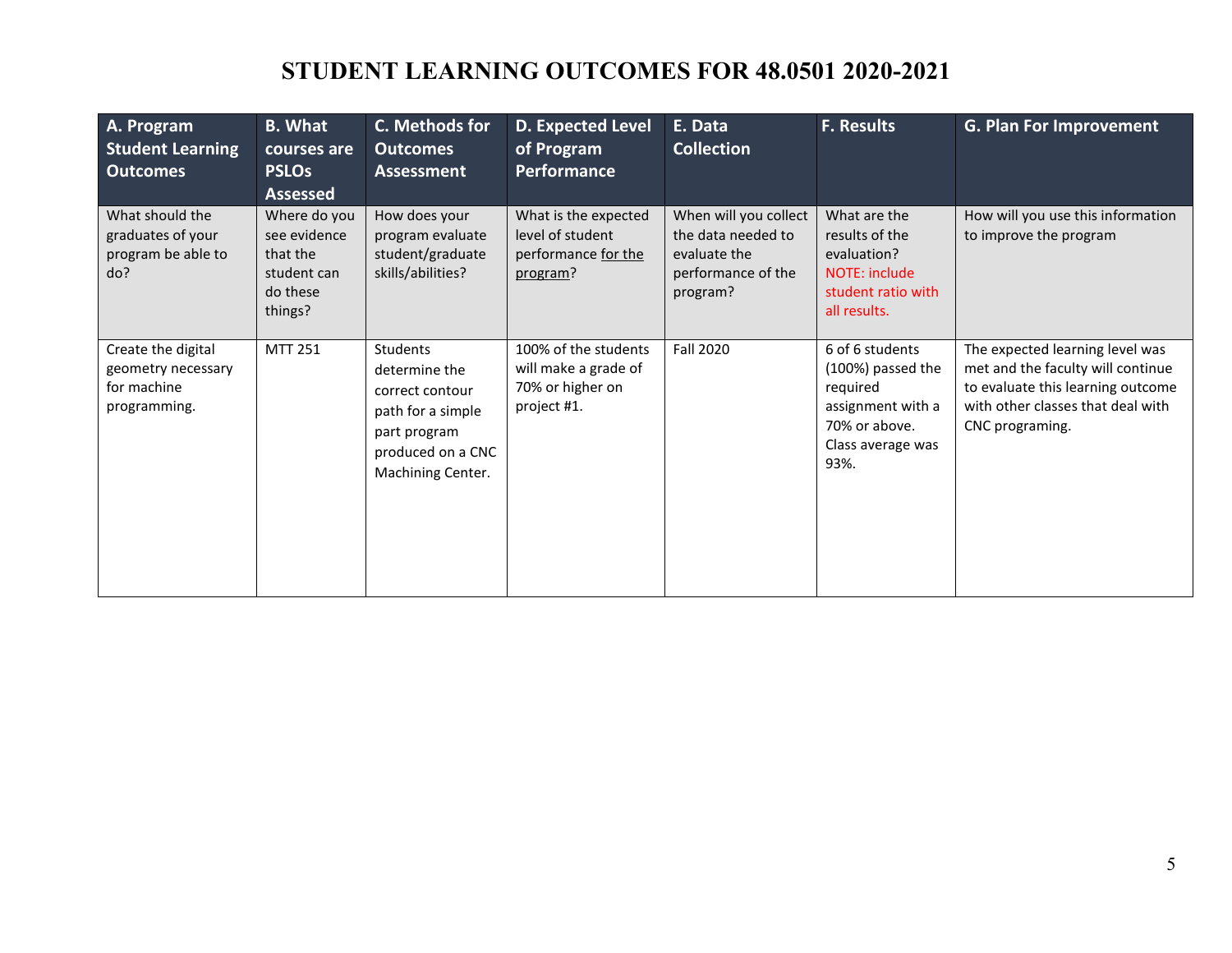# STUDENT LEARNING OUTCOMES FOR 48.0501 2020-2021

| A. Program Student Learning Outcomes | B. What courses are PSLOs Assessed | C. Methods for Outcomes Assessment | D. Expected Level of Program Performance | E. Data Collection | F. Results | G. Plan For Improvement |
|---|---|---|---|---|---|---|
| What should the graduates of your program be able to do? | Where do you see evidence that the student can do these things? | How does your program evaluate student/graduate skills/abilities? | What is the expected level of student performance for the program? | When will you collect the data needed to evaluate the performance of the program? | What are the results of the evaluation? NOTE: include student ratio with all results. | How will you use this information to improve the program |
| Create the digital geometry necessary for machine programming. | MTT 251 | Students determine the correct contour path for a simple part program produced on a CNC Machining Center. | 100% of the students will make a grade of 70% or higher on project #1. | Fall 2020 | 6 of 6 students (100%) passed the required assignment with a 70% or above. Class average was 93%. | The expected learning level was met and the faculty will continue to evaluate this learning outcome with other classes that deal with CNC programing. |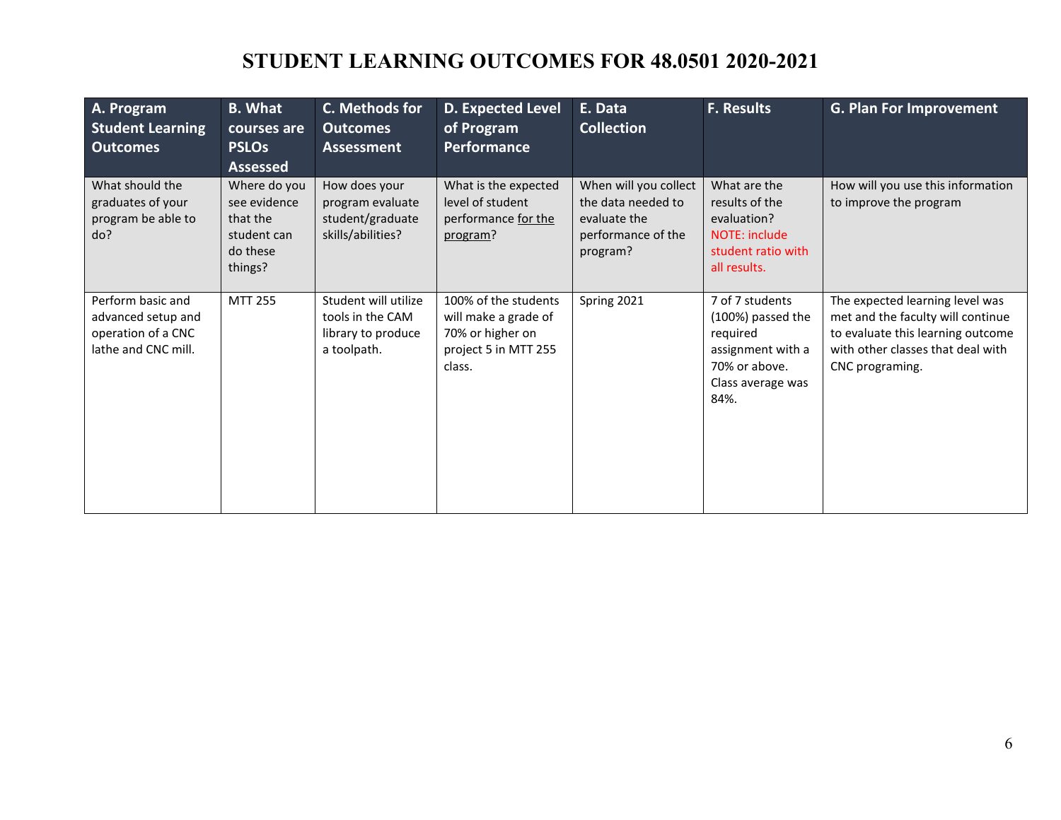# STUDENT LEARNING OUTCOMES FOR 48.0501 2020-2021

| A. Program Student Learning Outcomes | B. What courses are PSLOs Assessed | C. Methods for Outcomes Assessment | D. Expected Level of Program Performance | E. Data Collection | F. Results | G. Plan For Improvement |
|---|---|---|---|---|---|---|
| What should the graduates of your program be able to do? | Where do you see evidence that the student can do these things? | How does your program evaluate student/graduate skills/abilities? | What is the expected level of student performance for the program? | When will you collect the data needed to evaluate the performance of the program? | What are the results of the evaluation? NOTE: include student ratio with all results. | How will you use this information to improve the program |
| Perform basic and advanced setup and operation of a CNC lathe and CNC mill. | MTT 255 | Student will utilize tools in the CAM library to produce a toolpath. | 100% of the students will make a grade of 70% or higher on project 5 in MTT 255 class. | Spring 2021 | 7 of 7 students (100%) passed the required assignment with a 70% or above. Class average was 84%. | The expected learning level was met and the faculty will continue to evaluate this learning outcome with other classes that deal with CNC programing. |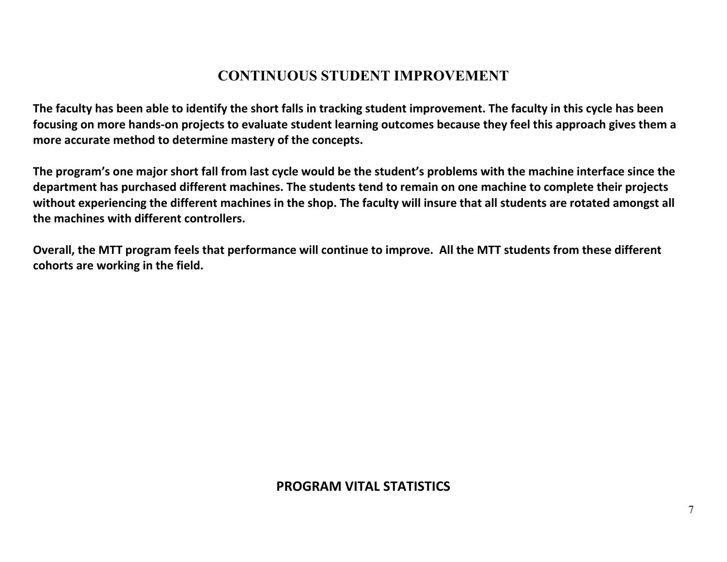## CONTINUOUS STUDENT IMPROVEMENT

**The faculty has been able to identify the short falls in tracking student improvement. The faculty in this cycle has been focusing on more hands-on projects to evaluate student learning outcomes because they feel this approach gives them a more accurate method to determine mastery of the concepts.**

**The program's one major short fall from last cycle would be the student's problems with the machine interface since the department has purchased different machines. The students tend to remain on one machine to complete their projects without experiencing the different machines in the shop. The faculty will insure that all students are rotated amongst all the machines with different controllers.**

**Overall, the MTT program feels that performance will continue to improve. All the MTT students from these different cohorts are working in the field.**

## PROGRAM VITAL STATISTICS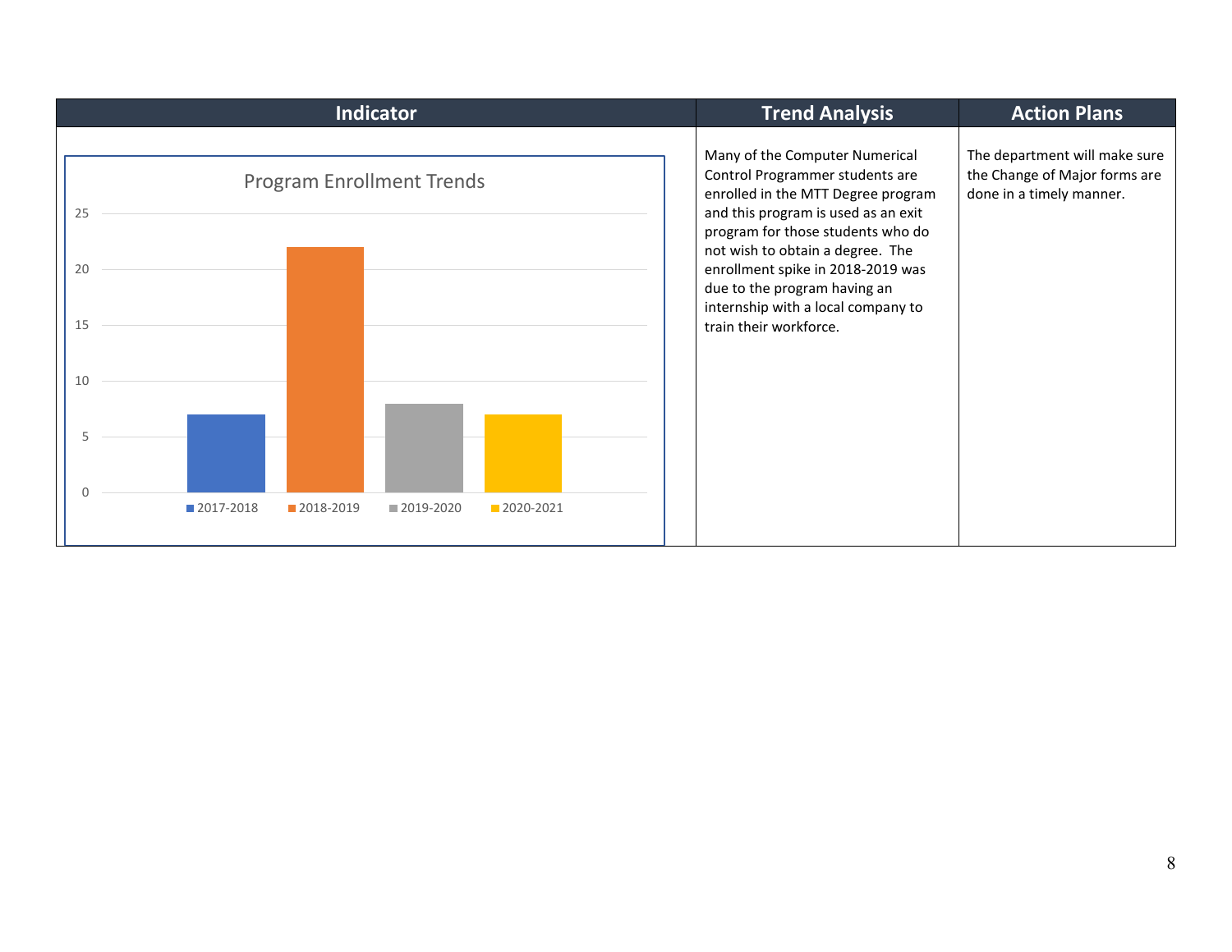| Indicator | Trend Analysis | Action Plans |
| --- | --- | --- |
| **Program Enrollment Trends**<br><br>2017-2018: 7<br>2018-2019: 22<br>2019-2020: 8<br>2020-2021: 7 | Many of the Computer Numerical Control Programmer students are enrolled in the MTT Degree program and this program is used as an exit program for those students who do not wish to obtain a degree. The enrollment spike in 2018-2019 was due to the program having an internship with a local company to train their workforce. | The department will make sure the Change of Major forms are done in a timely manner. |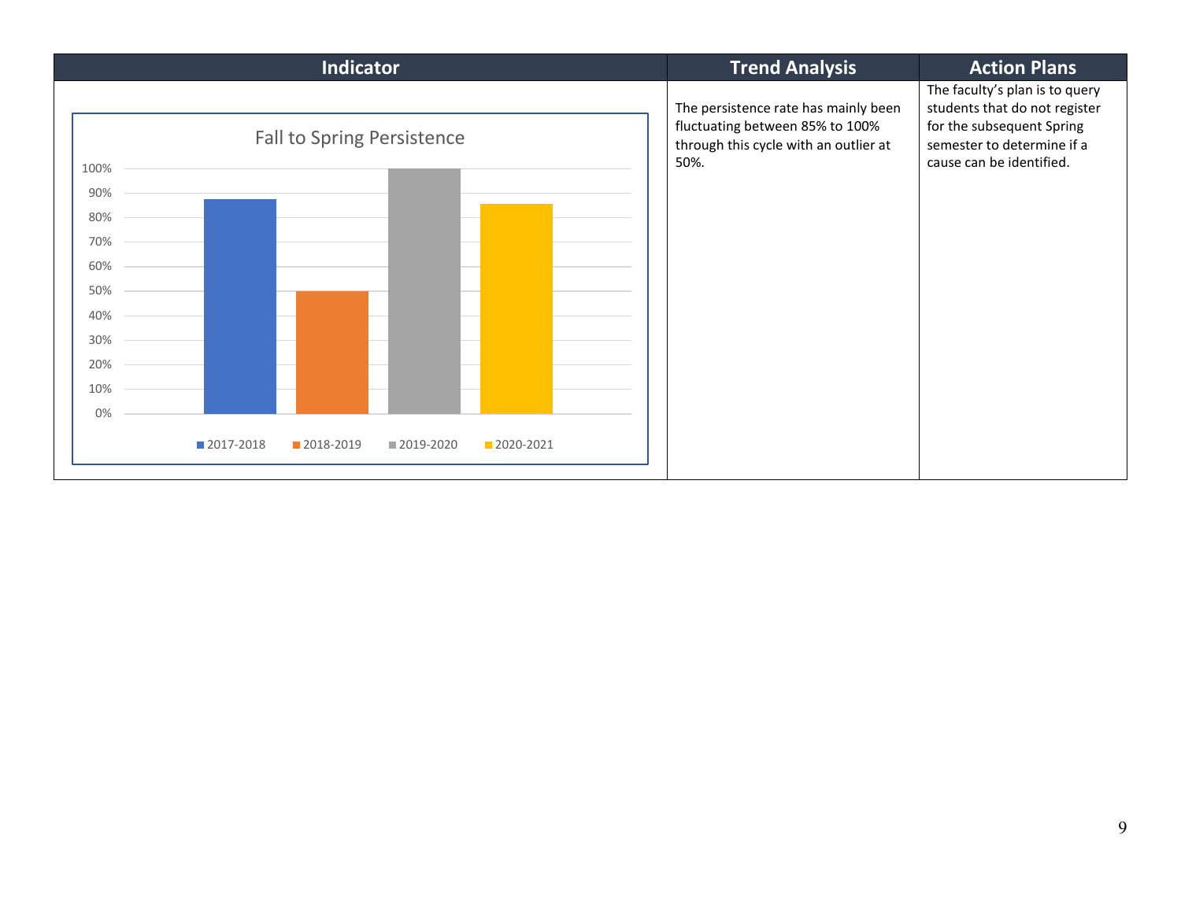| Indicator | Trend Analysis | Action Plans |
| --- | --- | --- |
| Fall to Spring Persistence (chart: 2017-2018, 2018-2019, 2019-2020, 2020-2021; y-axis 0%–100%) | The persistence rate has mainly been fluctuating between 85% to 100% through this cycle with an outlier at 50%. | The faculty's plan is to query students that do not register for the subsequent Spring semester to determine if a cause can be identified. |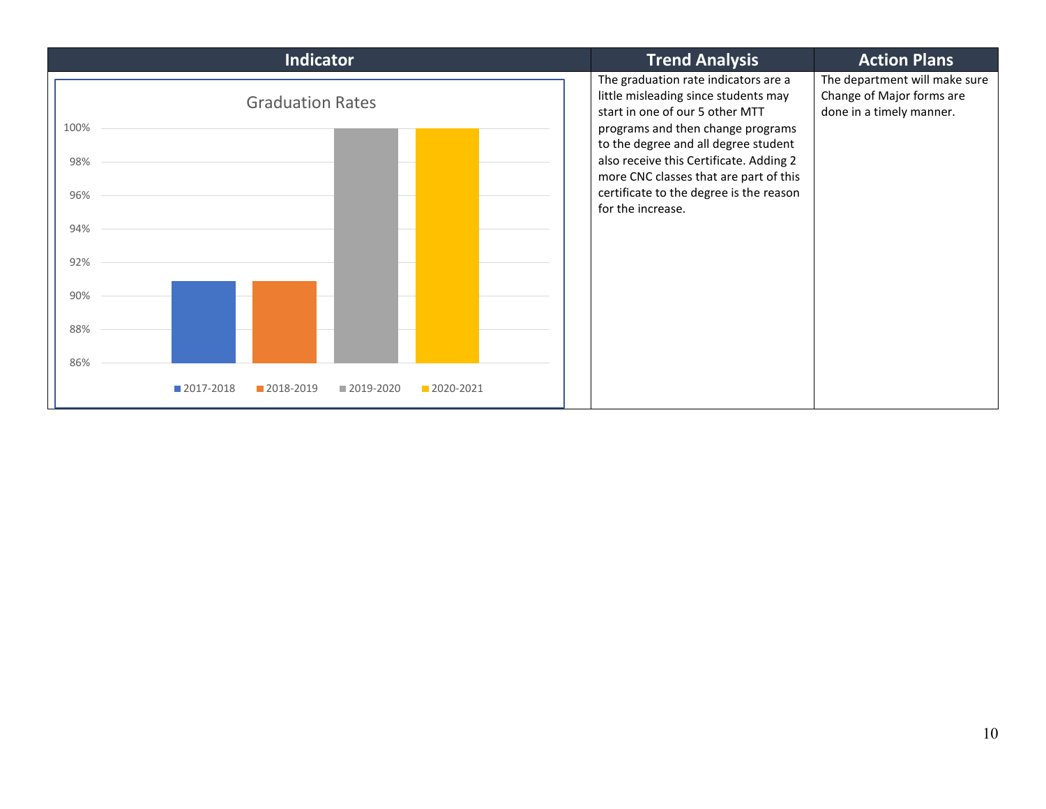| Indicator | Trend Analysis | Action Plans |
| --- | --- | --- |
| Graduation Rates<br>100%<br>98%<br>96%<br>94%<br>92%<br>90%<br>88%<br>86%<br>2017-2018 2018-2019 2019-2020 2020-2021 | The graduation rate indicators are a little misleading since students may start in one of our 5 other MTT programs and then change programs to the degree and all degree student also receive this Certificate. Adding 2 more CNC classes that are part of this certificate to the degree is the reason for the increase. | The department will make sure Change of Major forms are done in a timely manner. |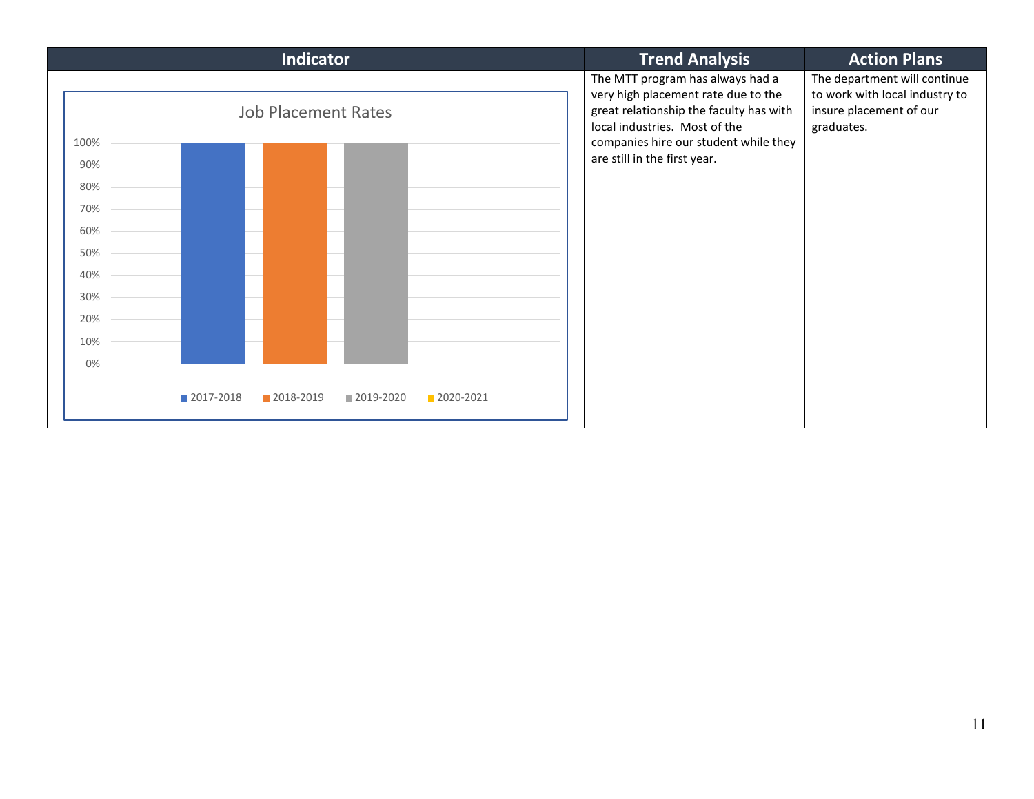| Indicator | Trend Analysis | Action Plans |
| --- | --- | --- |
| Job Placement Rates<br>100%<br>90%<br>80%<br>70%<br>60%<br>50%<br>40%<br>30%<br>20%<br>10%<br>0%<br>2017-2018 2018-2019 2019-2020 2020-2021 | The MTT program has always had a very high placement rate due to the great relationship the faculty has with local industries. Most of the companies hire our student while they are still in the first year. | The department will continue to work with local industry to insure placement of our graduates. |